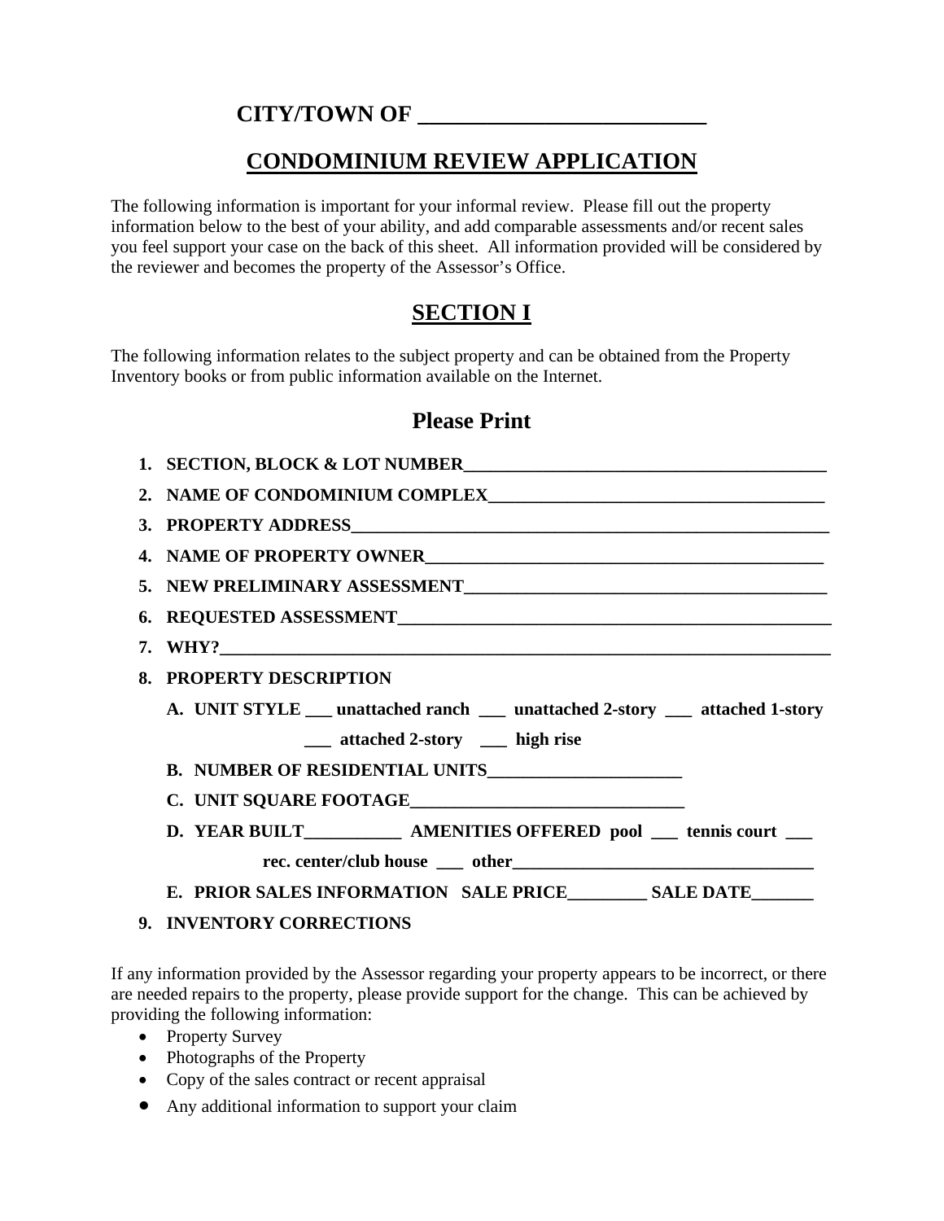# CITY/TOWN OF ___________________________

## CONDOMINIUM REVIEW APPLICATION

The following information is important for your informal review. Please fill out the property information below to the best of your ability, and add comparable assessments and/or recent sales you feel support your case on the back of this sheet. All information provided will be considered by the reviewer and becomes the property of the Assessor's Office.

## SECTION I

The following information relates to the subject property and can be obtained from the Property Inventory books or from public information available on the Internet.

### Please Print

1. **SECTION, BLOCK & LOT NUMBER**___________________________________________
2. **NAME OF CONDOMINIUM COMPLEX**_______________________________________
3. **PROPERTY ADDRESS**__________________________________________________________
4. **NAME OF PROPERTY OWNER**______________________________________________
5. **NEW PRELIMINARY ASSESSMENT**___________________________________________
6. **REQUESTED ASSESSMENT**____________________________________________________
7. **WHY?**___________________________________________________________________________
8. **PROPERTY DESCRIPTION**
   - A. **UNIT STYLE** ___ **unattached ranch** ___ **unattached 2-story** ___ **attached 1-story** ___ **attached 2-story** ___ **high rise**
   - B. **NUMBER OF RESIDENTIAL UNITS**_______________________
   - C. **UNIT SQUARE FOOTAGE**________________________________
   - D. **YEAR BUILT**___________ **AMENITIES OFFERED pool** ___ **tennis court** ___ **rec. center/club house** ___ **other**____________________________________
   - E. **PRIOR SALES INFORMATION SALE PRICE**_________ **SALE DATE**_______
9. **INVENTORY CORRECTIONS**

If any information provided by the Assessor regarding your property appears to be incorrect, or there are needed repairs to the property, please provide support for the change. This can be achieved by providing the following information:

- Property Survey
- Photographs of the Property
- Copy of the sales contract or recent appraisal
- Any additional information to support your claim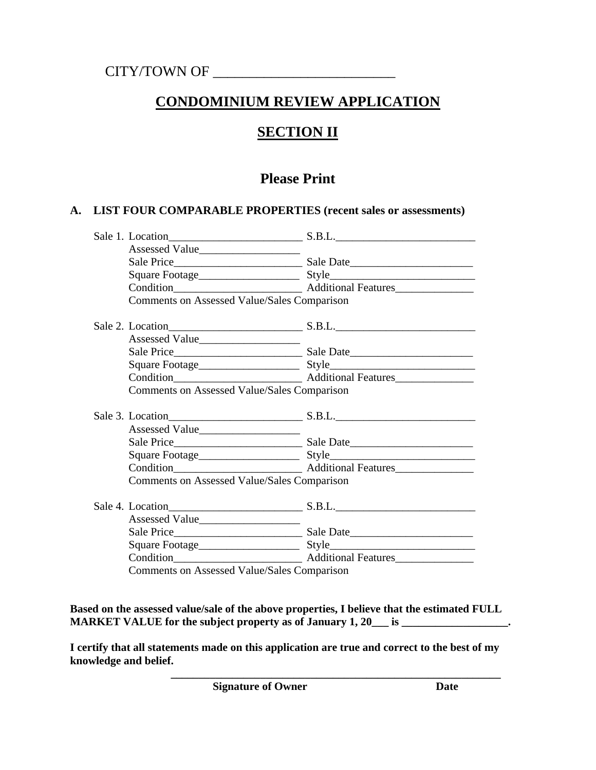CITY/TOWN OF ___________________________

# CONDOMINIUM REVIEW APPLICATION

## SECTION II

### Please Print

**A. LIST FOUR COMPARABLE PROPERTIES (recent sales or assessments)**

Sale 1. Location_________________________ S.B.L._________________________
Assessed Value__________________
Sale Price________________________ Sale Date______________________
Square Footage__________________ Style__________________________
Condition________________________ Additional Features______________
Comments on Assessed Value/Sales Comparison

Sale 2. Location_________________________ S.B.L._________________________
Assessed Value__________________
Sale Price________________________ Sale Date______________________
Square Footage__________________ Style__________________________
Condition________________________ Additional Features______________
Comments on Assessed Value/Sales Comparison

Sale 3. Location_________________________ S.B.L._________________________
Assessed Value__________________
Sale Price________________________ Sale Date______________________
Square Footage__________________ Style__________________________
Condition________________________ Additional Features______________
Comments on Assessed Value/Sales Comparison

Sale 4. Location_________________________ S.B.L._________________________
Assessed Value__________________
Sale Price________________________ Sale Date______________________
Square Footage__________________ Style__________________________
Condition________________________ Additional Features______________
Comments on Assessed Value/Sales Comparison

**Based on the assessed value/sale of the above properties, I believe that the estimated FULL MARKET VALUE for the subject property as of January 1, 20___ is ___________________.**

**I certify that all statements made on this application are true and correct to the best of my knowledge and belief.**

_____________________________________________________________

**Signature of Owner** **Date**